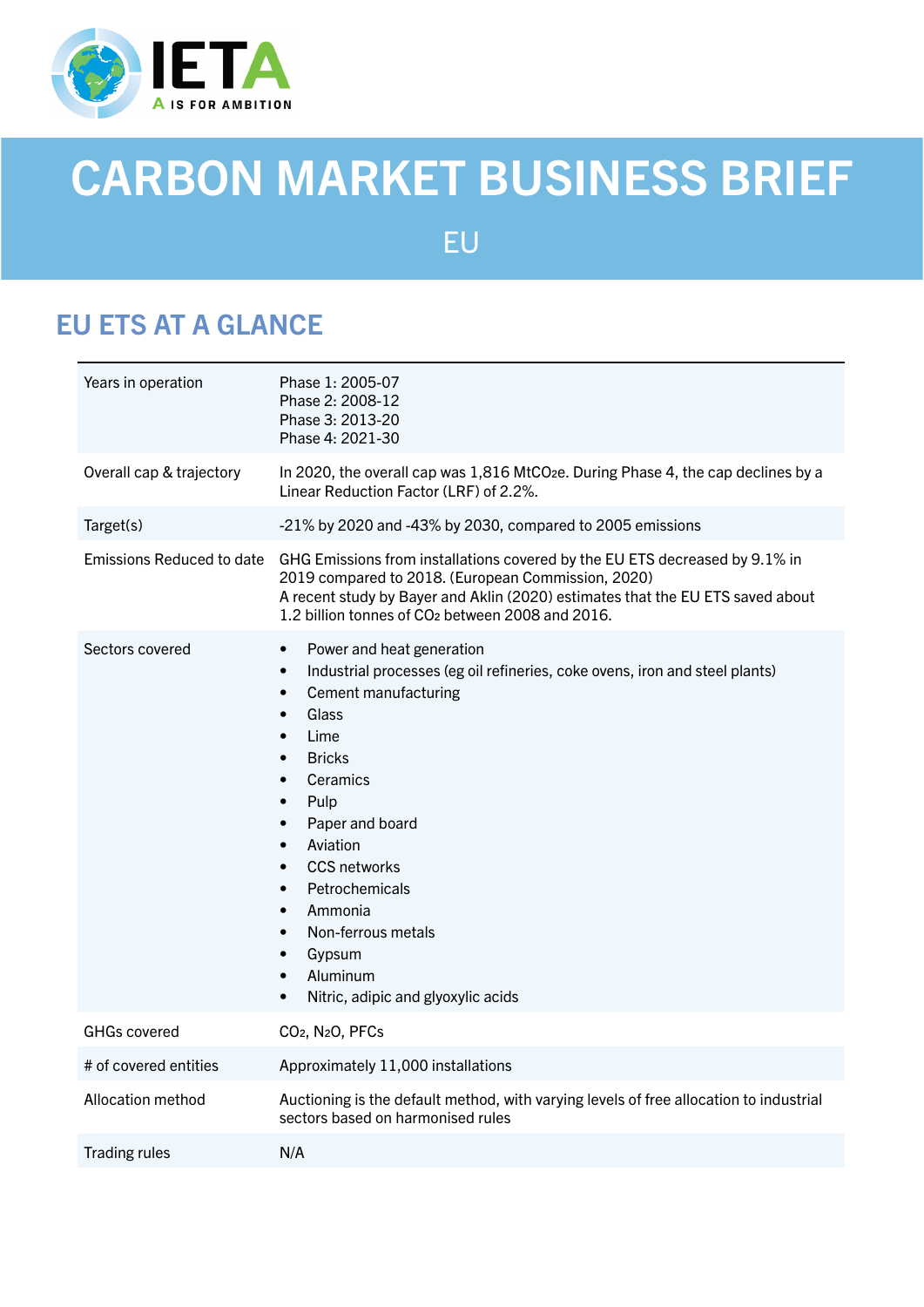# CARBON MARKET BUSINESS BRIEF

EU

## EU ETS AT A GLANCE

| | |
|---|---|
| Years in operation | Phase 1: 2005-07<br>Phase 2: 2008-12<br>Phase 3: 2013-20<br>Phase 4: 2021-30 |
| Overall cap & trajectory | In 2020, the overall cap was 1,816 $MtCO_2e$. During Phase 4, the cap declines by a Linear Reduction Factor (LRF) of 2.2%. |
| Target(s) | -21% by 2020 and -43% by 2030, compared to 2005 emissions |
| Emissions Reduced to date | GHG Emissions from installations covered by the EU ETS decreased by 9.1% in 2019 compared to 2018. (European Commission, 2020)<br>A recent study by Bayer and Aklin (2020) estimates that the EU ETS saved about 1.2 billion tonnes of $CO_2$ between 2008 and 2016. |
| Sectors covered | • Power and heat generation<br>• Industrial processes (eg oil refineries, coke ovens, iron and steel plants)<br>• Cement manufacturing<br>• Glass<br>• Lime<br>• Bricks<br>• Ceramics<br>• Pulp<br>• Paper and board<br>• Aviation<br>• CCS networks<br>• Petrochemicals<br>• Ammonia<br>• Non-ferrous metals<br>• Gypsum<br>• Aluminum<br>• Nitric, adipic and glyoxylic acids |
| GHGs covered | $CO_2$, $N_2O$, PFCs |
| # of covered entities | Approximately 11,000 installations |
| Allocation method | Auctioning is the default method, with varying levels of free allocation to industrial sectors based on harmonised rules |
| Trading rules | N/A |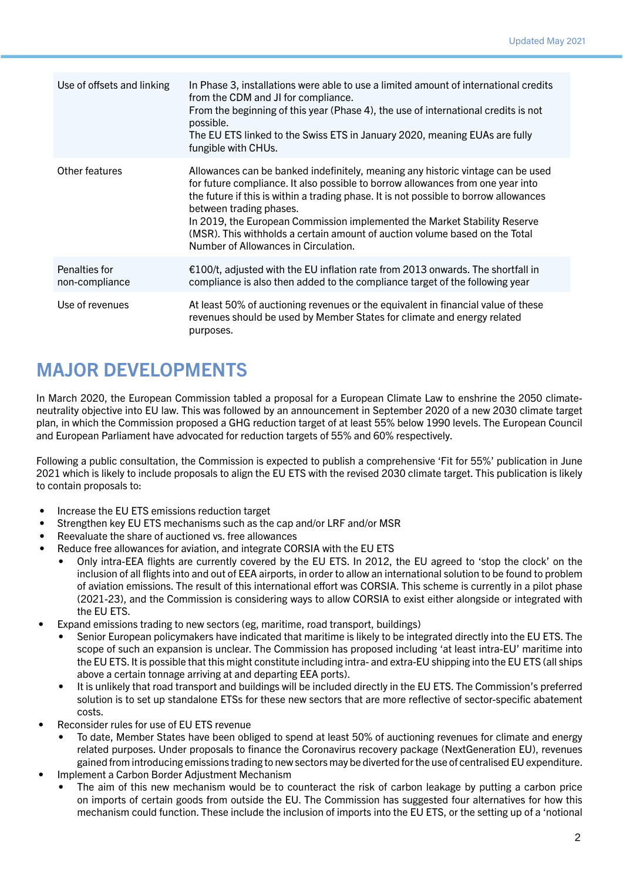| | |
|---|---|
| Use of offsets and linking | In Phase 3, installations were able to use a limited amount of international credits from the CDM and JI for compliance.<br>From the beginning of this year (Phase 4), the use of international credits is not possible.<br>The EU ETS linked to the Swiss ETS in January 2020, meaning EUAs are fully fungible with CHUs. |
| Other features | Allowances can be banked indefinitely, meaning any historic vintage can be used for future compliance. It also possible to borrow allowances from one year into the future if this is within a trading phase. It is not possible to borrow allowances between trading phases.<br>In 2019, the European Commission implemented the Market Stability Reserve (MSR). This withholds a certain amount of auction volume based on the Total Number of Allowances in Circulation. |
| Penalties for non-compliance | €100/t, adjusted with the EU inflation rate from 2013 onwards. The shortfall in compliance is also then added to the compliance target of the following year |
| Use of revenues | At least 50% of auctioning revenues or the equivalent in financial value of these revenues should be used by Member States for climate and energy related purposes. |

# MAJOR DEVELOPMENTS

In March 2020, the European Commission tabled a proposal for a European Climate Law to enshrine the 2050 climate-neutrality objective into EU law. This was followed by an announcement in September 2020 of a new 2030 climate target plan, in which the Commission proposed a GHG reduction target of at least 55% below 1990 levels. The European Council and European Parliament have advocated for reduction targets of 55% and 60% respectively.

Following a public consultation, the Commission is expected to publish a comprehensive 'Fit for 55%' publication in June 2021 which is likely to include proposals to align the EU ETS with the revised 2030 climate target. This publication is likely to contain proposals to:

- Increase the EU ETS emissions reduction target
- Strengthen key EU ETS mechanisms such as the cap and/or LRF and/or MSR
- Reevaluate the share of auctioned vs. free allowances
- Reduce free allowances for aviation, and integrate CORSIA with the EU ETS
    - Only intra-EEA flights are currently covered by the EU ETS. In 2012, the EU agreed to 'stop the clock' on the inclusion of all flights into and out of EEA airports, in order to allow an international solution to be found to problem of aviation emissions. The result of this international effort was CORSIA. This scheme is currently in a pilot phase (2021-23), and the Commission is considering ways to allow CORSIA to exist either alongside or integrated with the EU ETS.
- Expand emissions trading to new sectors (eg, maritime, road transport, buildings)
    - Senior European policymakers have indicated that maritime is likely to be integrated directly into the EU ETS. The scope of such an expansion is unclear. The Commission has proposed including 'at least intra-EU' maritime into the EU ETS. It is possible that this might constitute including intra- and extra-EU shipping into the EU ETS (all ships above a certain tonnage arriving at and departing EEA ports).
    - It is unlikely that road transport and buildings will be included directly in the EU ETS. The Commission's preferred solution is to set up standalone ETSs for these new sectors that are more reflective of sector-specific abatement costs.
- Reconsider rules for use of EU ETS revenue
    - To date, Member States have been obliged to spend at least 50% of auctioning revenues for climate and energy related purposes. Under proposals to finance the Coronavirus recovery package (NextGeneration EU), revenues gained from introducing emissions trading to new sectors may be diverted for the use of centralised EU expenditure.
- Implement a Carbon Border Adjustment Mechanism
    - The aim of this new mechanism would be to counteract the risk of carbon leakage by putting a carbon price on imports of certain goods from outside the EU. The Commission has suggested four alternatives for how this mechanism could function. These include the inclusion of imports into the EU ETS, or the setting up of a 'notional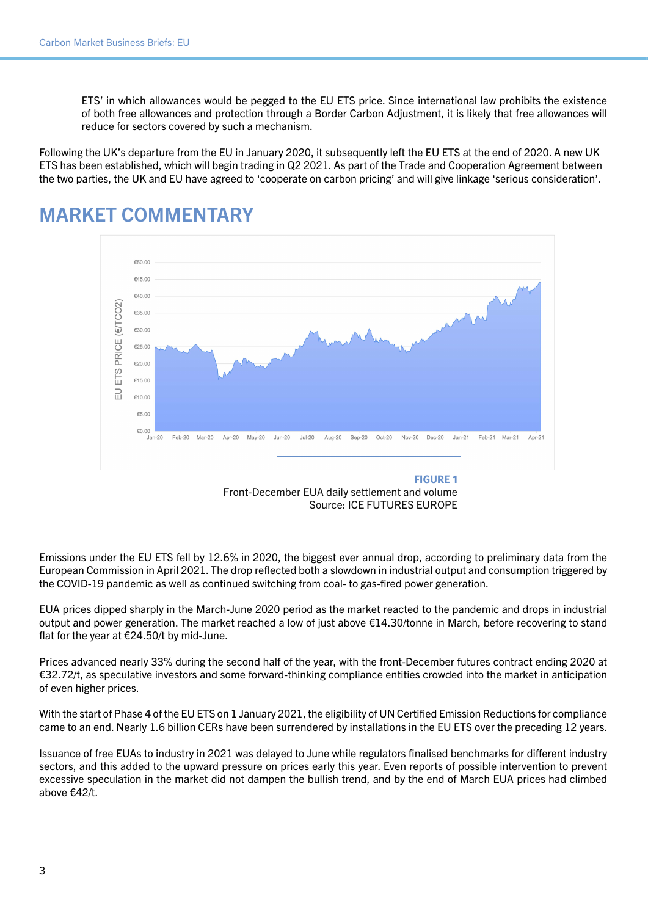ETS' in which allowances would be pegged to the EU ETS price. Since international law prohibits the existence of both free allowances and protection through a Border Carbon Adjustment, it is likely that free allowances will reduce for sectors covered by such a mechanism.

Following the UK's departure from the EU in January 2020, it subsequently left the EU ETS at the end of 2020. A new UK ETS has been established, which will begin trading in Q2 2021. As part of the Trade and Cooperation Agreement between the two parties, the UK and EU have agreed to 'cooperate on carbon pricing' and will give linkage 'serious consideration'.

# MARKET COMMENTARY

**FIGURE 1**
Front-December EUA daily settlement and volume
Source: ICE FUTURES EUROPE

Emissions under the EU ETS fell by 12.6% in 2020, the biggest ever annual drop, according to preliminary data from the European Commission in April 2021. The drop reflected both a slowdown in industrial output and consumption triggered by the COVID-19 pandemic as well as continued switching from coal- to gas-fired power generation.

EUA prices dipped sharply in the March-June 2020 period as the market reacted to the pandemic and drops in industrial output and power generation. The market reached a low of just above €14.30/tonne in March, before recovering to stand flat for the year at €24.50/t by mid-June.

Prices advanced nearly 33% during the second half of the year, with the front-December futures contract ending 2020 at €32.72/t, as speculative investors and some forward-thinking compliance entities crowded into the market in anticipation of even higher prices.

With the start of Phase 4 of the EU ETS on 1 January 2021, the eligibility of UN Certified Emission Reductions for compliance came to an end. Nearly 1.6 billion CERs have been surrendered by installations in the EU ETS over the preceding 12 years.

Issuance of free EUAs to industry in 2021 was delayed to June while regulators finalised benchmarks for different industry sectors, and this added to the upward pressure on prices early this year. Even reports of possible intervention to prevent excessive speculation in the market did not dampen the bullish trend, and by the end of March EUA prices had climbed above €42/t.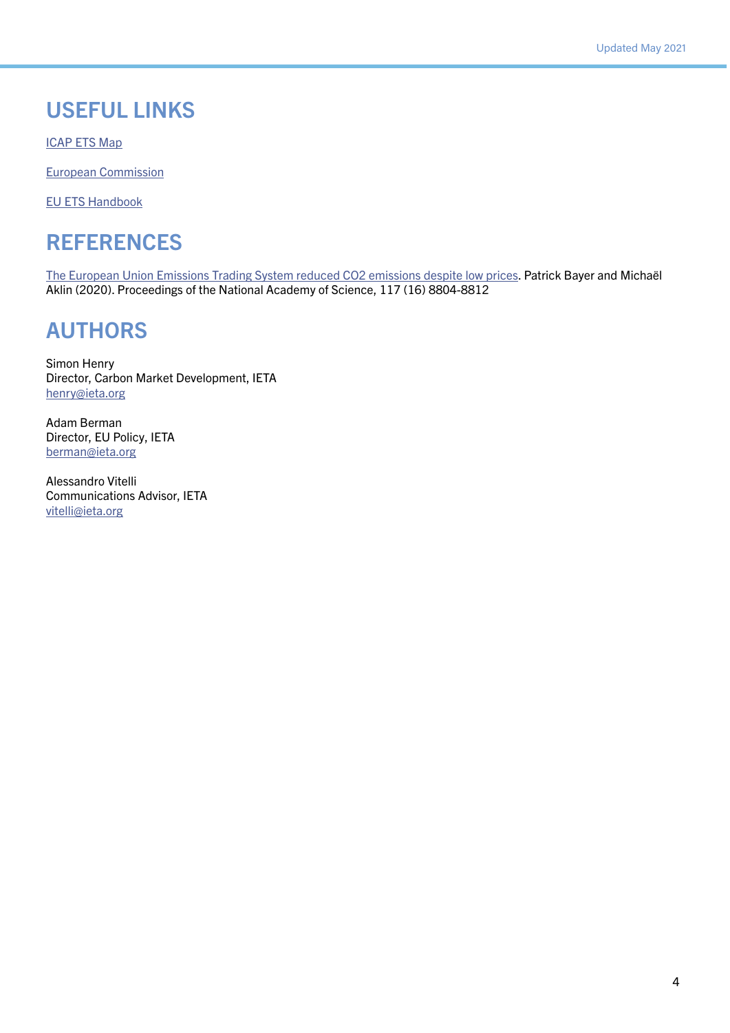## USEFUL LINKS

ICAP ETS Map

European Commission

EU ETS Handbook

## REFERENCES

The European Union Emissions Trading System reduced CO2 emissions despite low prices. Patrick Bayer and Michaël Aklin (2020). Proceedings of the National Academy of Science, 117 (16) 8804-8812

## AUTHORS

Simon Henry
Director, Carbon Market Development, IETA
henry@ieta.org

Adam Berman
Director, EU Policy, IETA
berman@ieta.org

Alessandro Vitelli
Communications Advisor, IETA
vitelli@ieta.org